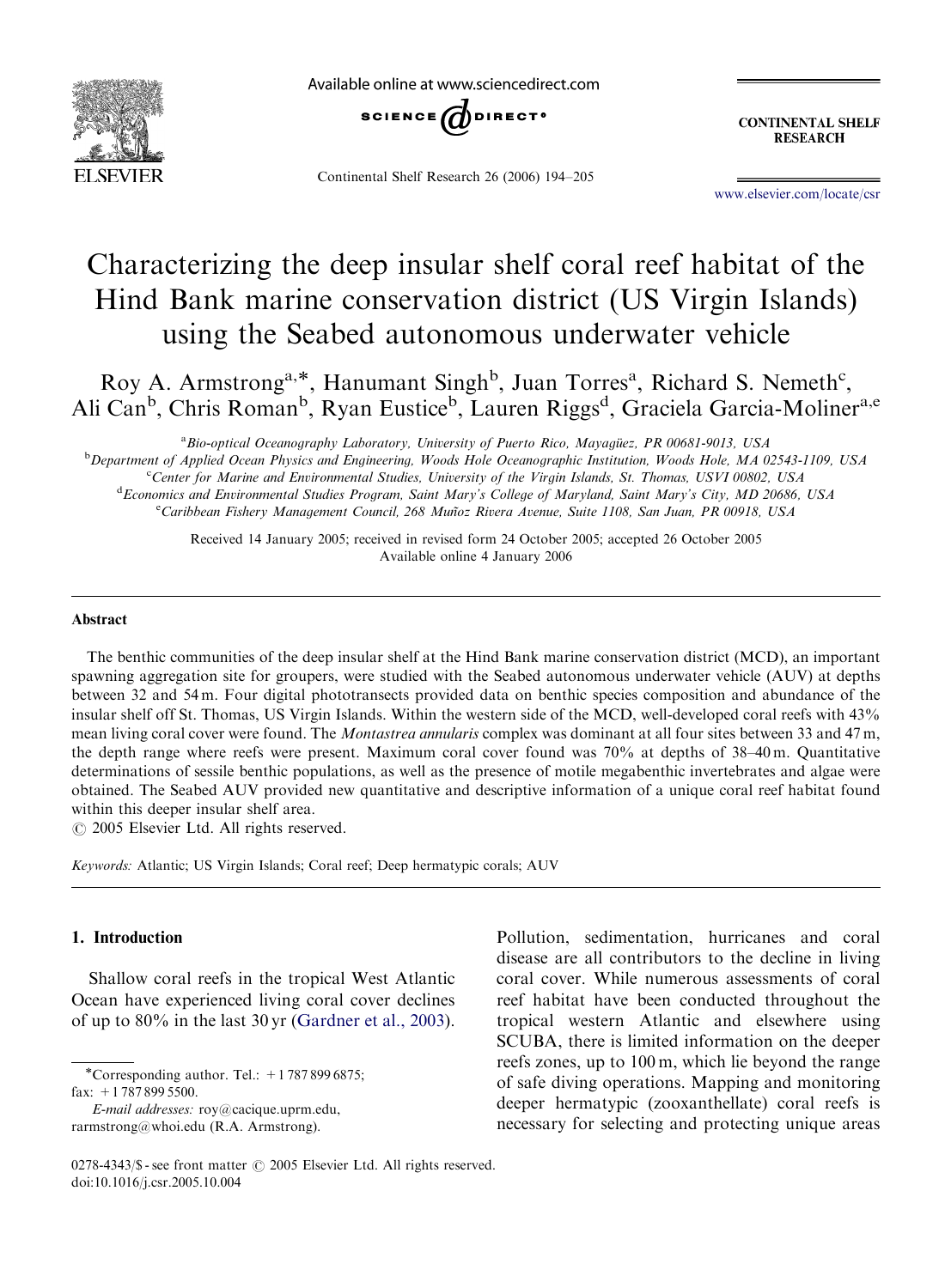# Characterizing the deep insular shelf coral reef habitat of the Hind Bank marine conservation district (US Virgin Islands) using the Seabed autonomous underwater vehicle

Roy A. Armstrong[a,*], Hanumant Singh[b], Juan Torres[a], Richard S. Nemeth[c], Ali Can[b], Chris Roman[b], Ryan Eustice[b], Lauren Riggs[d], Graciela Garcia-Moliner[a,e]

[a] *Bio-optical Oceanography Laboratory, University of Puerto Rico, Mayagüez, PR 00681-9013, USA*
[b] *Department of Applied Ocean Physics and Engineering, Woods Hole Oceanographic Institution, Woods Hole, MA 02543-1109, USA*
[c] *Center for Marine and Environmental Studies, University of the Virgin Islands, St. Thomas, USVI 00802, USA*
[d] *Economics and Environmental Studies Program, Saint Mary's College of Maryland, Saint Mary's City, MD 20686, USA*
[e] *Caribbean Fishery Management Council, 268 Muñoz Rivera Avenue, Suite 1108, San Juan, PR 00918, USA*

Received 14 January 2005; received in revised form 24 October 2005; accepted 26 October 2005
Available online 4 January 2006

## Abstract

The benthic communities of the deep insular shelf at the Hind Bank marine conservation district (MCD), an important spawning aggregation site for groupers, were studied with the Seabed autonomous underwater vehicle (AUV) at depths between 32 and 54 m. Four digital phototransects provided data on benthic species composition and abundance of the insular shelf off St. Thomas, US Virgin Islands. Within the western side of the MCD, well-developed coral reefs with 43% mean living coral cover were found. The *Montastrea annularis* complex was dominant at all four sites between 33 and 47 m, the depth range where reefs were present. Maximum coral cover found was 70% at depths of 38–40 m. Quantitative determinations of sessile benthic populations, as well as the presence of motile megabenthic invertebrates and algae were obtained. The Seabed AUV provided new quantitative and descriptive information of a unique coral reef habitat found within this deeper insular shelf area.

© 2005 Elsevier Ltd. All rights reserved.

*Keywords:* Atlantic; US Virgin Islands; Coral reef; Deep hermatypic corals; AUV

## 1. Introduction

Shallow coral reefs in the tropical West Atlantic Ocean have experienced living coral cover declines of up to 80% in the last 30 yr (Gardner et al., 2003). Pollution, sedimentation, hurricanes and coral disease are all contributors to the decline in living coral cover. While numerous assessments of coral reef habitat have been conducted throughout the tropical western Atlantic and elsewhere using SCUBA, there is limited information on the deeper reefs zones, up to 100 m, which lie beyond the range of safe diving operations. Mapping and monitoring deeper hermatypic (zooxanthellate) coral reefs is necessary for selecting and protecting unique areas

*Corresponding author. Tel.: +1 787 899 6875; fax: +1 787 899 5500.
*E-mail addresses:* roy@cacique.uprm.edu, rarmstrong@whoi.edu (R.A. Armstrong).

0278-4343/$ - see front matter © 2005 Elsevier Ltd. All rights reserved.
doi:10.1016/j.csr.2005.10.004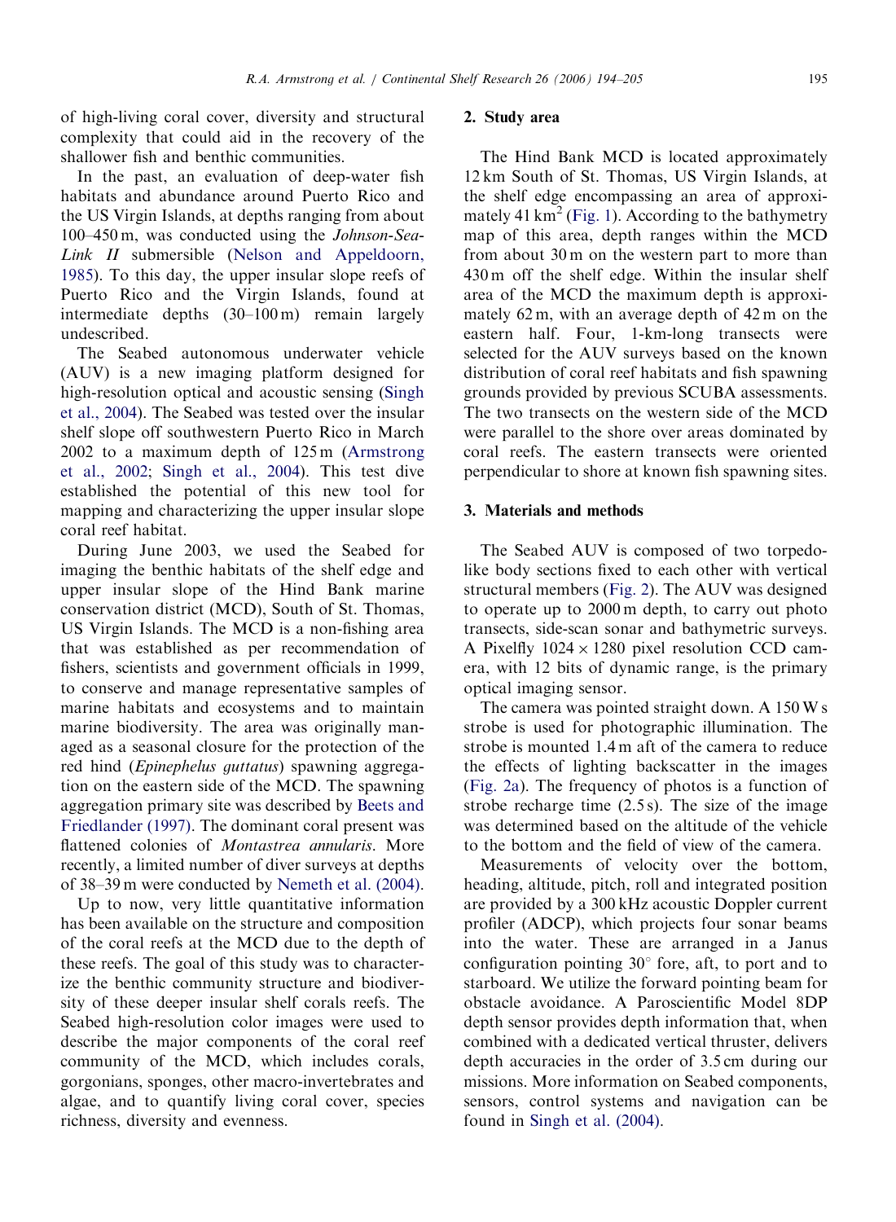of high-living coral cover, diversity and structural complexity that could aid in the recovery of the shallower fish and benthic communities.

In the past, an evaluation of deep-water fish habitats and abundance around Puerto Rico and the US Virgin Islands, at depths ranging from about 100–450 m, was conducted using the *Johnson-Sea-Link II* submersible (Nelson and Appeldoorn, 1985). To this day, the upper insular slope reefs of Puerto Rico and the Virgin Islands, found at intermediate depths (30–100 m) remain largely undescribed.

The Seabed autonomous underwater vehicle (AUV) is a new imaging platform designed for high-resolution optical and acoustic sensing (Singh et al., 2004). The Seabed was tested over the insular shelf slope off southwestern Puerto Rico in March 2002 to a maximum depth of 125 m (Armstrong et al., 2002; Singh et al., 2004). This test dive established the potential of this new tool for mapping and characterizing the upper insular slope coral reef habitat.

During June 2003, we used the Seabed for imaging the benthic habitats of the shelf edge and upper insular slope of the Hind Bank marine conservation district (MCD), South of St. Thomas, US Virgin Islands. The MCD is a non-fishing area that was established as per recommendation of fishers, scientists and government officials in 1999, to conserve and manage representative samples of marine habitats and ecosystems and to maintain marine biodiversity. The area was originally managed as a seasonal closure for the protection of the red hind (*Epinephelus guttatus*) spawning aggregation on the eastern side of the MCD. The spawning aggregation primary site was described by Beets and Friedlander (1997). The dominant coral present was flattened colonies of *Montastrea annularis*. More recently, a limited number of diver surveys at depths of 38–39 m were conducted by Nemeth et al. (2004).

Up to now, very little quantitative information has been available on the structure and composition of the coral reefs at the MCD due to the depth of these reefs. The goal of this study was to characterize the benthic community structure and biodiversity of these deeper insular shelf corals reefs. The Seabed high-resolution color images were used to describe the major components of the coral reef community of the MCD, which includes corals, gorgonians, sponges, other macro-invertebrates and algae, and to quantify living coral cover, species richness, diversity and evenness.

## 2. Study area

The Hind Bank MCD is located approximately 12 km South of St. Thomas, US Virgin Islands, at the shelf edge encompassing an area of approximately 41 km$^2$ (Fig. 1). According to the bathymetry map of this area, depth ranges within the MCD from about 30 m on the western part to more than 430 m off the shelf edge. Within the insular shelf area of the MCD the maximum depth is approximately 62 m, with an average depth of 42 m on the eastern half. Four, 1-km-long transects were selected for the AUV surveys based on the known distribution of coral reef habitats and fish spawning grounds provided by previous SCUBA assessments. The two transects on the western side of the MCD were parallel to the shore over areas dominated by coral reefs. The eastern transects were oriented perpendicular to shore at known fish spawning sites.

## 3. Materials and methods

The Seabed AUV is composed of two torpedo-like body sections fixed to each other with vertical structural members (Fig. 2). The AUV was designed to operate up to 2000 m depth, to carry out photo transects, side-scan sonar and bathymetric surveys. A Pixelfly $1024 \times 1280$ pixel resolution CCD camera, with 12 bits of dynamic range, is the primary optical imaging sensor.

The camera was pointed straight down. A 150 W s strobe is used for photographic illumination. The strobe is mounted 1.4 m aft of the camera to reduce the effects of lighting backscatter in the images (Fig. 2a). The frequency of photos is a function of strobe recharge time (2.5 s). The size of the image was determined based on the altitude of the vehicle to the bottom and the field of view of the camera.

Measurements of velocity over the bottom, heading, altitude, pitch, roll and integrated position are provided by a 300 kHz acoustic Doppler current profiler (ADCP), which projects four sonar beams into the water. These are arranged in a Janus configuration pointing 30° fore, aft, to port and to starboard. We utilize the forward pointing beam for obstacle avoidance. A Paroscientific Model 8DP depth sensor provides depth information that, when combined with a dedicated vertical thruster, delivers depth accuracies in the order of 3.5 cm during our missions. More information on Seabed components, sensors, control systems and navigation can be found in Singh et al. (2004).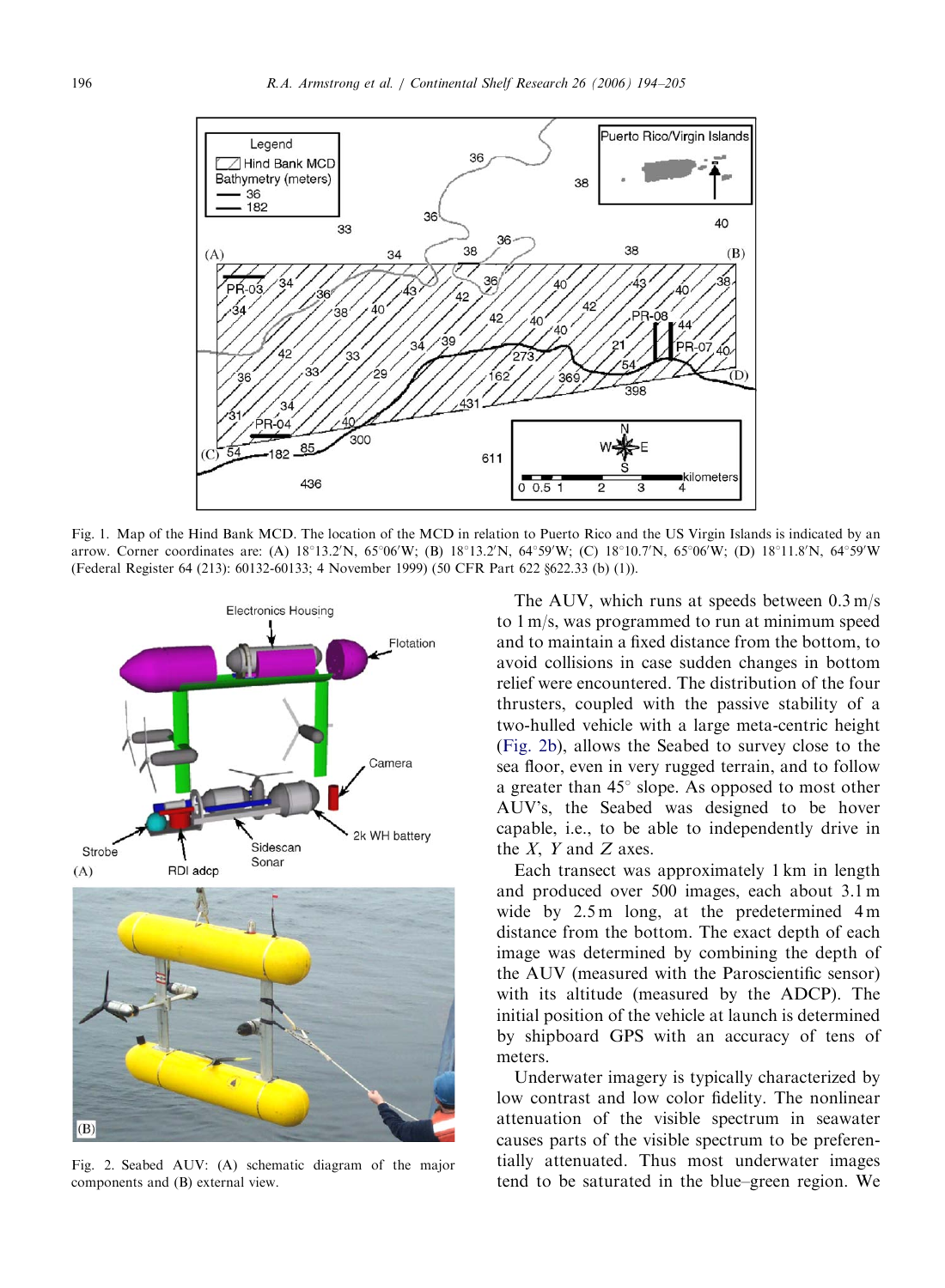Fig. 1. Map of the Hind Bank MCD. The location of the MCD in relation to Puerto Rico and the US Virgin Islands is indicated by an arrow. Corner coordinates are: (A) 18°13.2′N, 65°06′W; (B) 18°13.2′N, 64°59′W; (C) 18°10.7′N, 65°06′W; (D) 18°11.8′N, 64°59′W (Federal Register 64 (213): 60132-60133; 4 November 1999) (50 CFR Part 622 §622.33 (b) (1)).

Fig. 2. Seabed AUV: (A) schematic diagram of the major components and (B) external view.

The AUV, which runs at speeds between 0.3 m/s to 1 m/s, was programmed to run at minimum speed and to maintain a fixed distance from the bottom, to avoid collisions in case sudden changes in bottom relief were encountered. The distribution of the four thrusters, coupled with the passive stability of a two-hulled vehicle with a large meta-centric height (Fig. 2b), allows the Seabed to survey close to the sea floor, even in very rugged terrain, and to follow a greater than 45° slope. As opposed to most other AUV's, the Seabed was designed to be hover capable, i.e., to be able to independently drive in the *X*, *Y* and *Z* axes.

Each transect was approximately 1 km in length and produced over 500 images, each about 3.1 m wide by 2.5 m long, at the predetermined 4 m distance from the bottom. The exact depth of each image was determined by combining the depth of the AUV (measured with the Paroscientific sensor) with its altitude (measured by the ADCP). The initial position of the vehicle at launch is determined by shipboard GPS with an accuracy of tens of meters.

Underwater imagery is typically characterized by low contrast and low color fidelity. The nonlinear attenuation of the visible spectrum in seawater causes parts of the visible spectrum to be preferentially attenuated. Thus most underwater images tend to be saturated in the blue–green region. We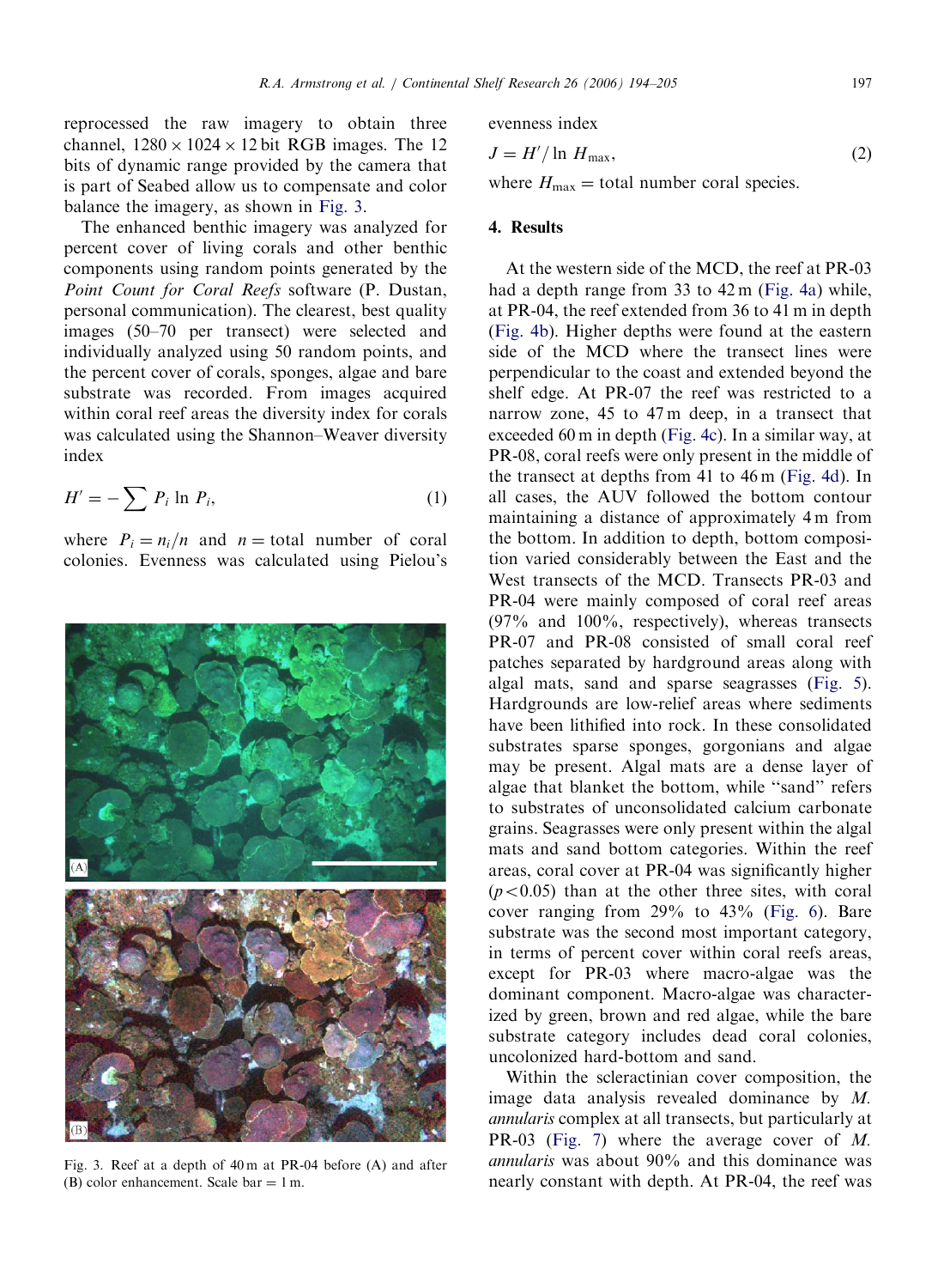reprocessed the raw imagery to obtain three channel, $1280 \times 1024 \times 12$ bit RGB images. The 12 bits of dynamic range provided by the camera that is part of Seabed allow us to compensate and color balance the imagery, as shown in Fig. 3.

The enhanced benthic imagery was analyzed for percent cover of living corals and other benthic components using random points generated by the *Point Count for Coral Reefs* software (P. Dustan, personal communication). The clearest, best quality images (50–70 per transect) were selected and individually analyzed using 50 random points, and the percent cover of corals, sponges, algae and bare substrate was recorded. From images acquired within coral reef areas the diversity index for corals was calculated using the Shannon–Weaver diversity index

$$H' = -\sum P_i \ln P_i, \tag{1}$$

where $P_i = n_i/n$ and $n$ = total number of coral colonies. Evenness was calculated using Pielou's evenness index

$$J = H'/\ln H_{\max}, \tag{2}$$

where $H_{\max}$ = total number coral species.

Fig. 3. Reef at a depth of 40 m at PR-04 before (A) and after (B) color enhancement. Scale bar = 1 m.

## 4. Results

At the western side of the MCD, the reef at PR-03 had a depth range from 33 to 42 m (Fig. 4a) while, at PR-04, the reef extended from 36 to 41 m in depth (Fig. 4b). Higher depths were found at the eastern side of the MCD where the transect lines were perpendicular to the coast and extended beyond the shelf edge. At PR-07 the reef was restricted to a narrow zone, 45 to 47 m deep, in a transect that exceeded 60 m in depth (Fig. 4c). In a similar way, at PR-08, coral reefs were only present in the middle of the transect at depths from 41 to 46 m (Fig. 4d). In all cases, the AUV followed the bottom contour maintaining a distance of approximately 4 m from the bottom. In addition to depth, bottom composition varied considerably between the East and the West transects of the MCD. Transects PR-03 and PR-04 were mainly composed of coral reef areas (97% and 100%, respectively), whereas transects PR-07 and PR-08 consisted of small coral reef patches separated by hardground areas along with algal mats, sand and sparse seagrasses (Fig. 5). Hardgrounds are low-relief areas where sediments have been lithified into rock. In these consolidated substrates sparse sponges, gorgonians and algae may be present. Algal mats are a dense layer of algae that blanket the bottom, while "sand" refers to substrates of unconsolidated calcium carbonate grains. Seagrasses were only present within the algal mats and sand bottom categories. Within the reef areas, coral cover at PR-04 was significantly higher ($p < 0.05$) than at the other three sites, with coral cover ranging from 29% to 43% (Fig. 6). Bare substrate was the second most important category, in terms of percent cover within coral reefs areas, except for PR-03 where macro-algae was the dominant component. Macro-algae was characterized by green, brown and red algae, while the bare substrate category includes dead coral colonies, uncolonized hard-bottom and sand.

Within the scleractinian cover composition, the image data analysis revealed dominance by *M. annularis* complex at all transects, but particularly at PR-03 (Fig. 7) where the average cover of *M. annularis* was about 90% and this dominance was nearly constant with depth. At PR-04, the reef was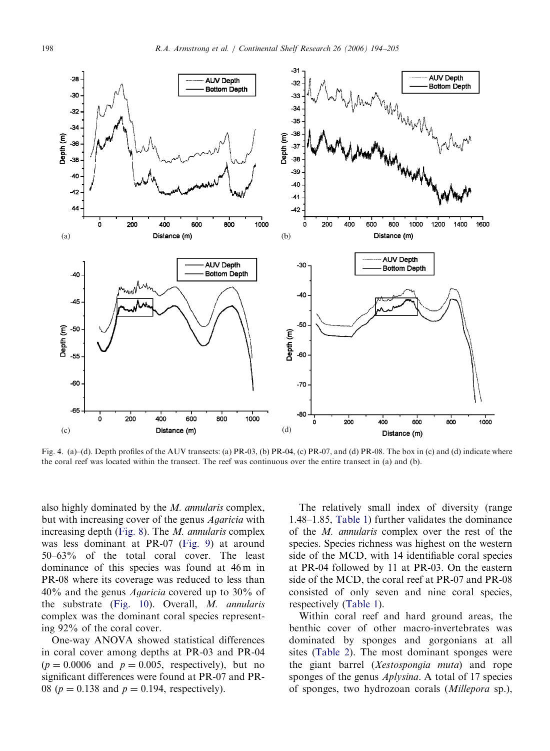Fig. 4. (a)–(d). Depth profiles of the AUV transects: (a) PR-03, (b) PR-04, (c) PR-07, and (d) PR-08. The box in (c) and (d) indicate where the coral reef was located within the transect. The reef was continuous over the entire transect in (a) and (b).

also highly dominated by the *M. annularis* complex, but with increasing cover of the genus *Agaricia* with increasing depth (Fig. 8). The *M. annularis* complex was less dominant at PR-07 (Fig. 9) at around 50–63% of the total coral cover. The least dominance of this species was found at 46 m in PR-08 where its coverage was reduced to less than 40% and the genus *Agaricia* covered up to 30% of the substrate (Fig. 10). Overall, *M. annularis* complex was the dominant coral species representing 92% of the coral cover.

One-way ANOVA showed statistical differences in coral cover among depths at PR-03 and PR-04 ($p = 0.0006$ and $p = 0.005$, respectively), but no significant differences were found at PR-07 and PR-08 ($p = 0.138$ and $p = 0.194$, respectively).

The relatively small index of diversity (range 1.48–1.85, Table 1) further validates the dominance of the *M. annularis* complex over the rest of the species. Species richness was highest on the western side of the MCD, with 14 identifiable coral species at PR-04 followed by 11 at PR-03. On the eastern side of the MCD, the coral reef at PR-07 and PR-08 consisted of only seven and nine coral species, respectively (Table 1).

Within coral reef and hard ground areas, the benthic cover of other macro-invertebrates was dominated by sponges and gorgonians at all sites (Table 2). The most dominant sponges were the giant barrel (*Xestospongia muta*) and rope sponges of the genus *Aplysina*. A total of 17 species of sponges, two hydrozoan corals (*Millepora* sp.),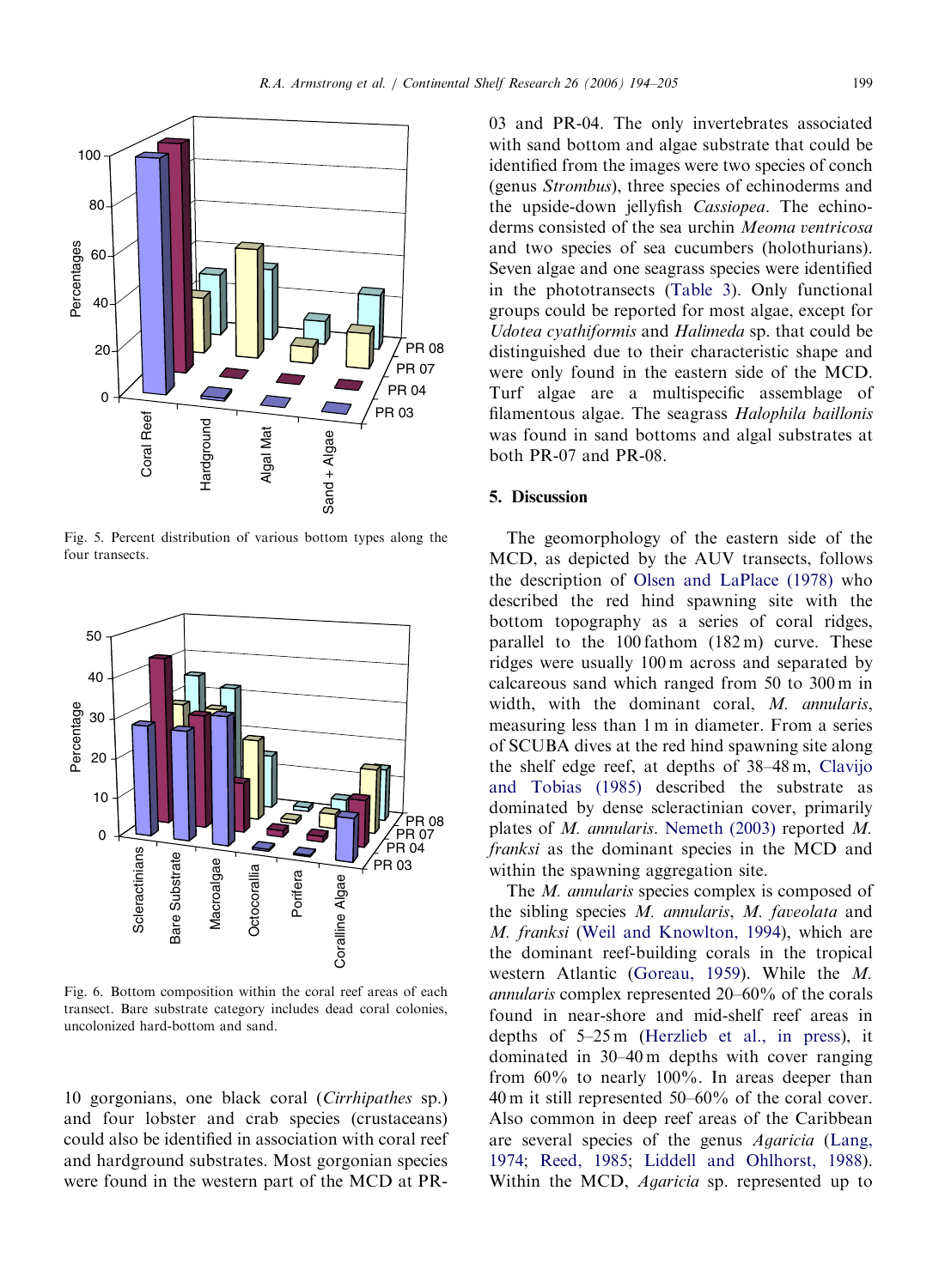Fig. 5. Percent distribution of various bottom types along the four transects.

Fig. 6. Bottom composition within the coral reef areas of each transect. Bare substrate category includes dead coral colonies, uncolonized hard-bottom and sand.

10 gorgonians, one black coral (*Cirrhipathes* sp.) and four lobster and crab species (crustaceans) could also be identified in association with coral reef and hardground substrates. Most gorgonian species were found in the western part of the MCD at PR-03 and PR-04. The only invertebrates associated with sand bottom and algae substrate that could be identified from the images were two species of conch (genus *Strombus*), three species of echinoderms and the upside-down jellyfish *Cassiopea*. The echinoderms consisted of the sea urchin *Meoma ventricosa* and two species of sea cucumbers (holothurians). Seven algae and one seagrass species were identified in the phototransects (Table 3). Only functional groups could be reported for most algae, except for *Udotea cyathiformis* and *Halimeda* sp. that could be distinguished due to their characteristic shape and were only found in the eastern side of the MCD. Turf algae are a multispecific assemblage of filamentous algae. The seagrass *Halophila baillonis* was found in sand bottoms and algal substrates at both PR-07 and PR-08.

## 5. Discussion

The geomorphology of the eastern side of the MCD, as depicted by the AUV transects, follows the description of Olsen and LaPlace (1978) who described the red hind spawning site with the bottom topography as a series of coral ridges, parallel to the 100 fathom (182 m) curve. These ridges were usually 100 m across and separated by calcareous sand which ranged from 50 to 300 m in width, with the dominant coral, *M. annularis*, measuring less than 1 m in diameter. From a series of SCUBA dives at the red hind spawning site along the shelf edge reef, at depths of 38–48 m, Clavijo and Tobias (1985) described the substrate as dominated by dense scleractinian cover, primarily plates of *M. annularis*. Nemeth (2003) reported *M. franksi* as the dominant species in the MCD and within the spawning aggregation site.

The *M. annularis* species complex is composed of the sibling species *M. annularis*, *M. faveolata* and *M. franksi* (Weil and Knowlton, 1994), which are the dominant reef-building corals in the tropical western Atlantic (Goreau, 1959). While the *M. annularis* complex represented 20–60% of the corals found in near-shore and mid-shelf reef areas in depths of 5–25 m (Herzlieb et al., in press), it dominated in 30–40 m depths with cover ranging from 60% to nearly 100%. In areas deeper than 40 m it still represented 50–60% of the coral cover. Also common in deep reef areas of the Caribbean are several species of the genus *Agaricia* (Lang, 1974; Reed, 1985; Liddell and Ohlhorst, 1988). Within the MCD, *Agaricia* sp. represented up to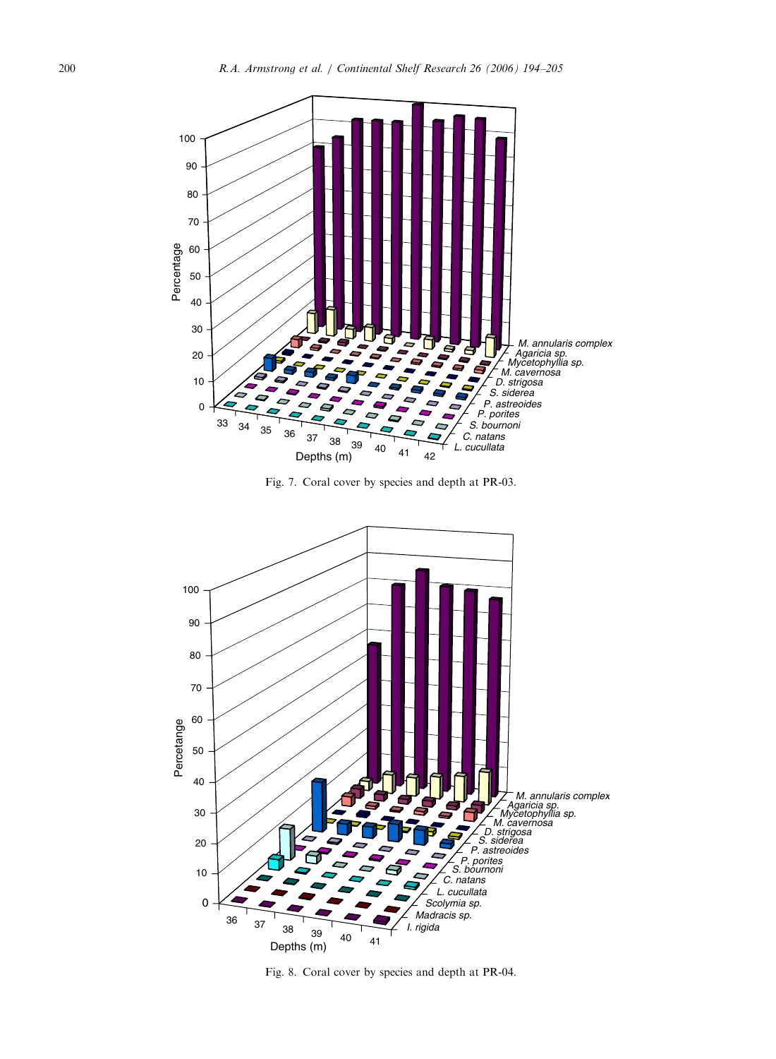Fig. 7. Coral cover by species and depth at PR-03.

Fig. 8. Coral cover by species and depth at PR-04.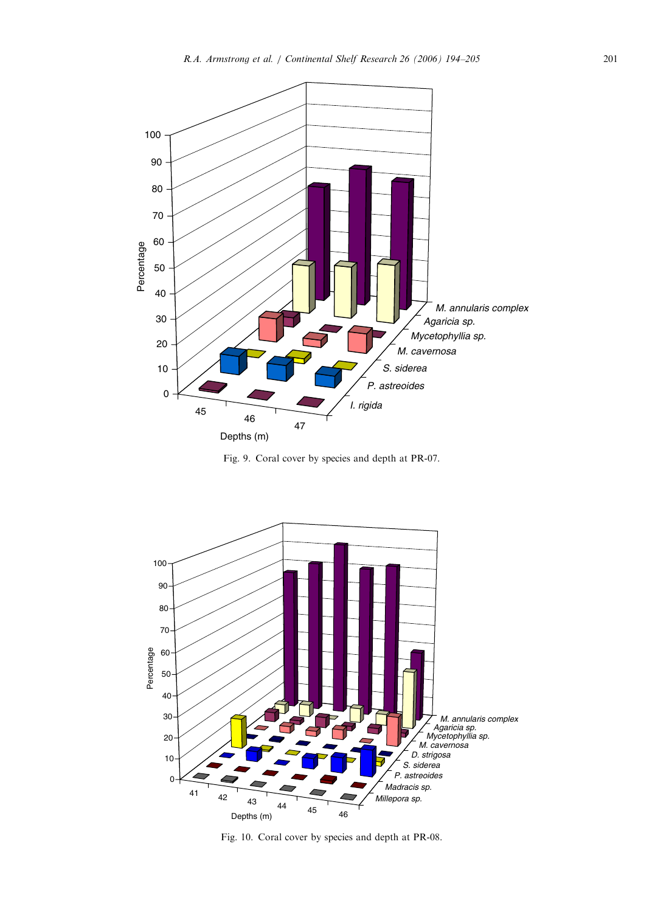Fig. 9. Coral cover by species and depth at PR-07.

Fig. 10. Coral cover by species and depth at PR-08.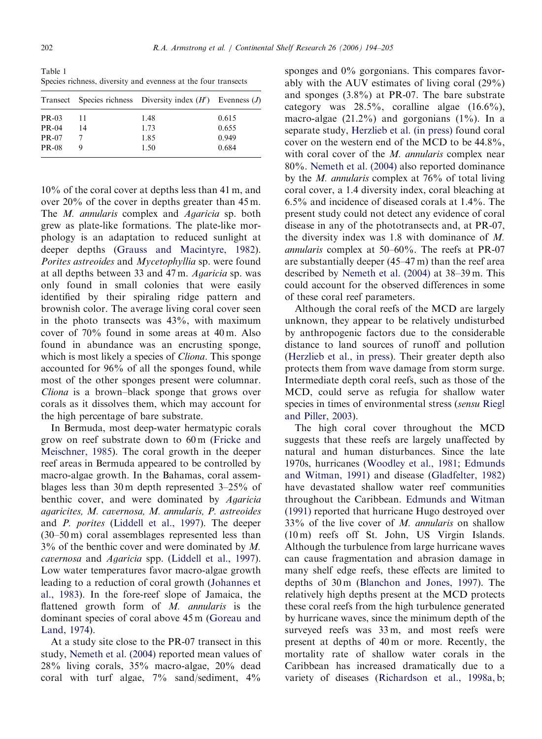Table 1
Species richness, diversity and evenness at the four transects

| Transect | Species richness | Diversity index ($H'$) | Evenness ($J$) |
|---|---|---|---|
| PR-03 | 11 | 1.48 | 0.615 |
| PR-04 | 14 | 1.73 | 0.655 |
| PR-07 | 7 | 1.85 | 0.949 |
| PR-08 | 9 | 1.50 | 0.684 |

10% of the coral cover at depths less than 41 m, and over 20% of the cover in depths greater than 45 m. The *M. annularis* complex and *Agaricia* sp. both grew as plate-like formations. The plate-like morphology is an adaptation to reduced sunlight at deeper depths (Grauss and Macintyre, 1982). *Porites astreoides* and *Mycetophyllia* sp. were found at all depths between 33 and 47 m. *Agaricia* sp. was only found in small colonies that were easily identified by their spiraling ridge pattern and brownish color. The average living coral cover seen in the photo transects was 43%, with maximum cover of 70% found in some areas at 40 m. Also found in abundance was an encrusting sponge, which is most likely a species of *Cliona*. This sponge accounted for 96% of all the sponges found, while most of the other sponges present were columnar. *Cliona* is a brown–black sponge that grows over corals as it dissolves them, which may account for the high percentage of bare substrate.

In Bermuda, most deep-water hermatypic corals grow on reef substrate down to 60 m (Fricke and Meischner, 1985). The coral growth in the deeper reef areas in Bermuda appeared to be controlled by macro-algae growth. In the Bahamas, coral assemblages less than 30 m depth represented 3–25% of benthic cover, and were dominated by *Agaricia agaricites, M. cavernosa, M. annularis, P. astreoides* and *P. porites* (Liddell et al., 1997). The deeper (30–50 m) coral assemblages represented less than 3% of the benthic cover and were dominated by *M. cavernosa* and *Agaricia* spp. (Liddell et al., 1997). Low water temperatures favor macro-algae growth leading to a reduction of coral growth (Johannes et al., 1983). In the fore-reef slope of Jamaica, the flattened growth form of *M. annularis* is the dominant species of coral above 45 m (Goreau and Land, 1974).

At a study site close to the PR-07 transect in this study, Nemeth et al. (2004) reported mean values of 28% living corals, 35% macro-algae, 20% dead coral with turf algae, 7% sand/sediment, 4% sponges and 0% gorgonians. This compares favorably with the AUV estimates of living coral (29%) and sponges (3.8%) at PR-07. The bare substrate category was 28.5%, coralline algae (16.6%), macro-algae (21.2%) and gorgonians (1%). In a separate study, Herzlieb et al. (in press) found coral cover on the western end of the MCD to be 44.8%, with coral cover of the *M. annularis* complex near 80%. Nemeth et al. (2004) also reported dominance by the *M. annularis* complex at 76% of total living coral cover, a 1.4 diversity index, coral bleaching at 6.5% and incidence of diseased corals at 1.4%. The present study could not detect any evidence of coral disease in any of the phototransects and, at PR-07, the diversity index was 1.8 with dominance of *M. annularis* complex at 50–60%. The reefs at PR-07 are substantially deeper (45–47 m) than the reef area described by Nemeth et al. (2004) at 38–39 m. This could account for the observed differences in some of these coral reef parameters.

Although the coral reefs of the MCD are largely unknown, they appear to be relatively undisturbed by anthropogenic factors due to the considerable distance to land sources of runoff and pollution (Herzlieb et al., in press). Their greater depth also protects them from wave damage from storm surge. Intermediate depth coral reefs, such as those of the MCD, could serve as refugia for shallow water species in times of environmental stress (*sensu* Riegl and Piller, 2003).

The high coral cover throughout the MCD suggests that these reefs are largely unaffected by natural and human disturbances. Since the late 1970s, hurricanes (Woodley et al., 1981; Edmunds and Witman, 1991) and disease (Gladfelter, 1982) have devastated shallow water reef communities throughout the Caribbean. Edmunds and Witman (1991) reported that hurricane Hugo destroyed over 33% of the live cover of *M. annularis* on shallow (10 m) reefs off St. John, US Virgin Islands. Although the turbulence from large hurricane waves can cause fragmentation and abrasion damage in many shelf edge reefs, these effects are limited to depths of 30 m (Blanchon and Jones, 1997). The relatively high depths present at the MCD protects these coral reefs from the high turbulence generated by hurricane waves, since the minimum depth of the surveyed reefs was 33 m, and most reefs were present at depths of 40 m or more. Recently, the mortality rate of shallow water corals in the Caribbean has increased dramatically due to a variety of diseases (Richardson et al., 1998a, b;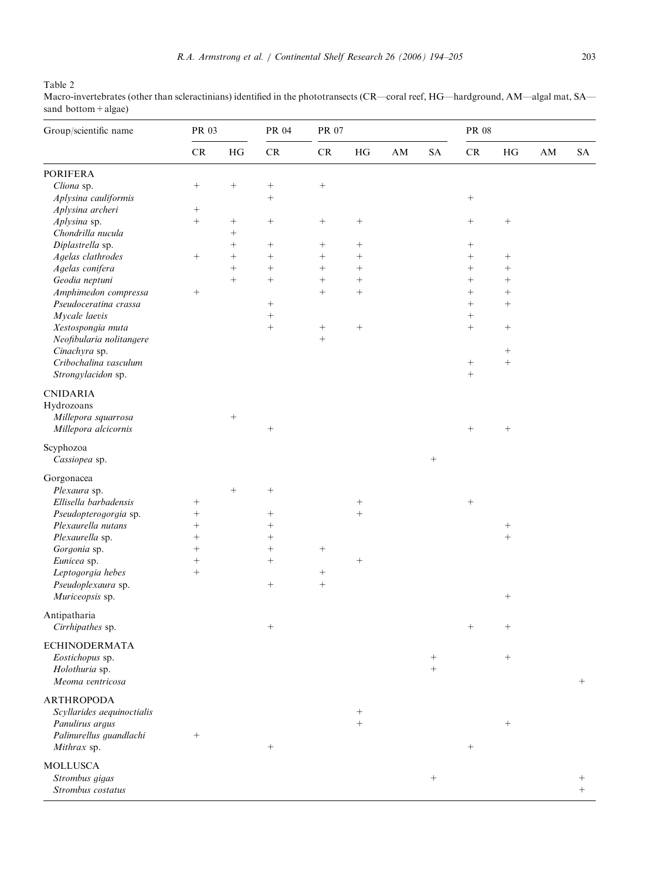Table 2
Macro-invertebrates (other than scleractinians) identified in the phototransects (CR—coral reef, HG—hardground, AM—algal mat, SA—sand bottom + algae)

| Group/scientific name | PR 03 | | PR 04 | PR 07 | | | | PR 08 | | | |
|---|---|---|---|---|---|---|---|---|---|---|---|
| | CR | HG | CR | CR | HG | AM | SA | CR | HG | AM | SA |
| PORIFERA | | | | | | | | | | | |
| *Cliona* sp. | + | + | + | + | | | | | | | |
| *Aplysina cauliformis* | | | + | | | | | + | | | |
| *Aplysina archeri* | + | | | | | | | | | | |
| *Aplysina* sp. | + | + | + | + | + | | | + | + | | |
| *Chondrilla nucula* | | + | | | | | | | | | |
| *Diplastrella* sp. | | + | + | + | + | | | + | | | |
| *Agelas clathrodes* | + | + | + | + | + | | | + | + | | |
| *Agelas conifera* | | + | + | + | + | | | + | + | | |
| *Geodia neptuni* | | + | + | + | + | | | + | + | | |
| *Amphimedon compressa* | + | | | + | + | | | + | + | | |
| *Pseudoceratina crassa* | | | + | | | | | + | + | | |
| *Mycale laevis* | | | + | | | | | + | | | |
| *Xestospongia muta* | | | + | + | + | | | + | + | | |
| *Neofibularia nolitangere* | | | | + | | | | | | | |
| *Cinachyra* sp. | | | | | | | | | + | | |
| *Cribochalina vasculum* | | | | | | | | + | + | | |
| *Strongylacidon* sp. | | | | | | | | + | | | |
| CNIDARIA | | | | | | | | | | | |
| Hydrozoans | | | | | | | | | | | |
| *Millepora squarrosa* | | + | | | | | | | | | |
| *Millepora alcicornis* | | | + | | | | | + | + | | |
| Scyphozoa | | | | | | | | | | | |
| *Cassiopea* sp. | | | | | | | + | | | | |
| Gorgonacea | | | | | | | | | | | |
| *Plexaura* sp. | | + | + | | | | | | | | |
| *Ellisella barbadensis* | + | | | | + | | | + | | | |
| *Pseudopterogorgia* sp. | + | | + | | + | | | | | | |
| *Plexaurella nutans* | + | | + | | | | | | + | | |
| *Plexaurella* sp. | + | | + | | | | | | + | | |
| *Gorgonia* sp. | + | | + | + | | | | | | | |
| *Eunicea* sp. | + | | + | | + | | | | | | |
| *Leptogorgia hebes* | + | | | + | | | | | | | |
| *Pseudoplexaura* sp. | | | + | + | | | | | | | |
| *Muriceopsis* sp. | | | | | | | | | + | | |
| Antipatharia | | | | | | | | | | | |
| *Cirrhipathes* sp. | | | + | | | | | + | + | | |
| ECHINODERMATA | | | | | | | | | | | |
| *Eostichopus* sp. | | | | | | | + | | + | | |
| *Holothuria* sp. | | | | | | | + | | | | |
| *Meoma ventricosa* | | | | | | | | | | | + |
| ARTHROPODA | | | | | | | | | | | |
| *Scyllarides aequinoctialis* | | | | | + | | | | | | |
| *Panulirus argus* | | | | | + | | | | + | | |
| *Palinurellus guandlachi* | + | | | | | | | | | | |
| *Mithrax* sp. | | | + | | | | | + | | | |
| MOLLUSCA | | | | | | | | | | | |
| *Strombus gigas* | | | | | | | + | | | | + |
| *Strombus costatus* | | | | | | | | | | | + |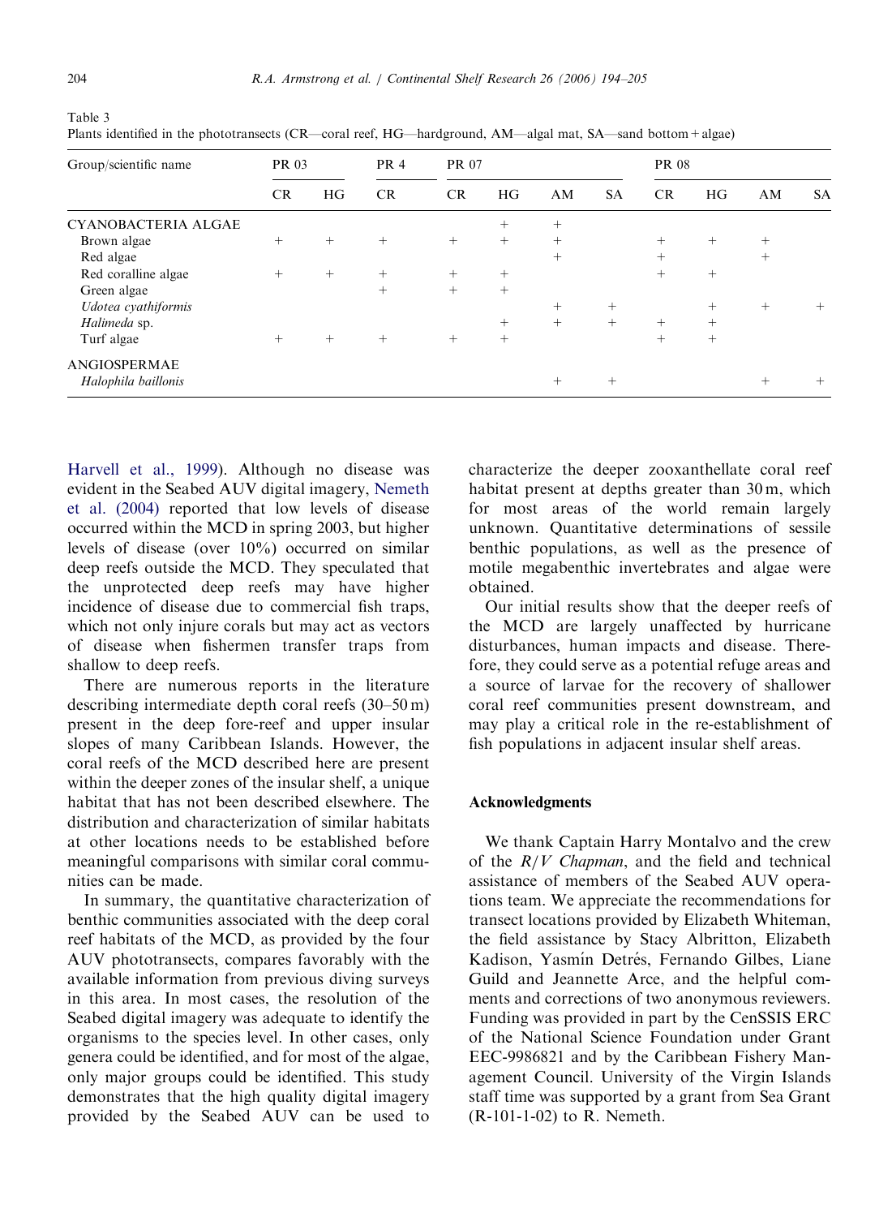Table 3
Plants identified in the phototransects (CR—coral reef, HG—hardground, AM—algal mat, SA—sand bottom + algae)

| Group/scientific name | PR 03 | | PR 4 | PR 07 | | | | PR 08 | | | |
|---|---|---|---|---|---|---|---|---|---|---|---|
| | CR | HG | CR | CR | HG | AM | SA | CR | HG | AM | SA |
| CYANOBACTERIA ALGAE | | | | | + | + | | | | | |
| Brown algae | + | + | + | + | + | + | | + | + | + | |
| Red algae | | | | | | + | | + | | + | |
| Red coralline algae | + | + | + | + | + | | | + | + | | |
| Green algae | | | + | + | + | | | | | | |
| *Udotea cyathiformis* | | | | | | + | + | | + | + | + |
| *Halimeda* sp. | | | | | + | + | + | + | + | | |
| Turf algae | + | + | + | + | + | | | + | + | | |
| ANGIOSPERMAE | | | | | | | | | | | |
| *Halophila baillonis* | | | | | | + | + | | | + | + |

Harvell et al., 1999). Although no disease was evident in the Seabed AUV digital imagery, Nemeth et al. (2004) reported that low levels of disease occurred within the MCD in spring 2003, but higher levels of disease (over 10%) occurred on similar deep reefs outside the MCD. They speculated that the unprotected deep reefs may have higher incidence of disease due to commercial fish traps, which not only injure corals but may act as vectors of disease when fishermen transfer traps from shallow to deep reefs.

There are numerous reports in the literature describing intermediate depth coral reefs (30–50 m) present in the deep fore-reef and upper insular slopes of many Caribbean Islands. However, the coral reefs of the MCD described here are present within the deeper zones of the insular shelf, a unique habitat that has not been described elsewhere. The distribution and characterization of similar habitats at other locations needs to be established before meaningful comparisons with similar coral communities can be made.

In summary, the quantitative characterization of benthic communities associated with the deep coral reef habitats of the MCD, as provided by the four AUV phototransects, compares favorably with the available information from previous diving surveys in this area. In most cases, the resolution of the Seabed digital imagery was adequate to identify the organisms to the species level. In other cases, only genera could be identified, and for most of the algae, only major groups could be identified. This study demonstrates that the high quality digital imagery provided by the Seabed AUV can be used to characterize the deeper zooxanthellate coral reef habitat present at depths greater than 30 m, which for most areas of the world remain largely unknown. Quantitative determinations of sessile benthic populations, as well as the presence of motile megabenthic invertebrates and algae were obtained.

Our initial results show that the deeper reefs of the MCD are largely unaffected by hurricane disturbances, human impacts and disease. Therefore, they could serve as a potential refuge areas and a source of larvae for the recovery of shallower coral reef communities present downstream, and may play a critical role in the re-establishment of fish populations in adjacent insular shelf areas.

## Acknowledgments

We thank Captain Harry Montalvo and the crew of the *R/V Chapman*, and the field and technical assistance of members of the Seabed AUV operations team. We appreciate the recommendations for transect locations provided by Elizabeth Whiteman, the field assistance by Stacy Albritton, Elizabeth Kadison, Yasmín Detrés, Fernando Gilbes, Liane Guild and Jeannette Arce, and the helpful comments and corrections of two anonymous reviewers. Funding was provided in part by the CenSSIS ERC of the National Science Foundation under Grant EEC-9986821 and by the Caribbean Fishery Management Council. University of the Virgin Islands staff time was supported by a grant from Sea Grant (R-101-1-02) to R. Nemeth.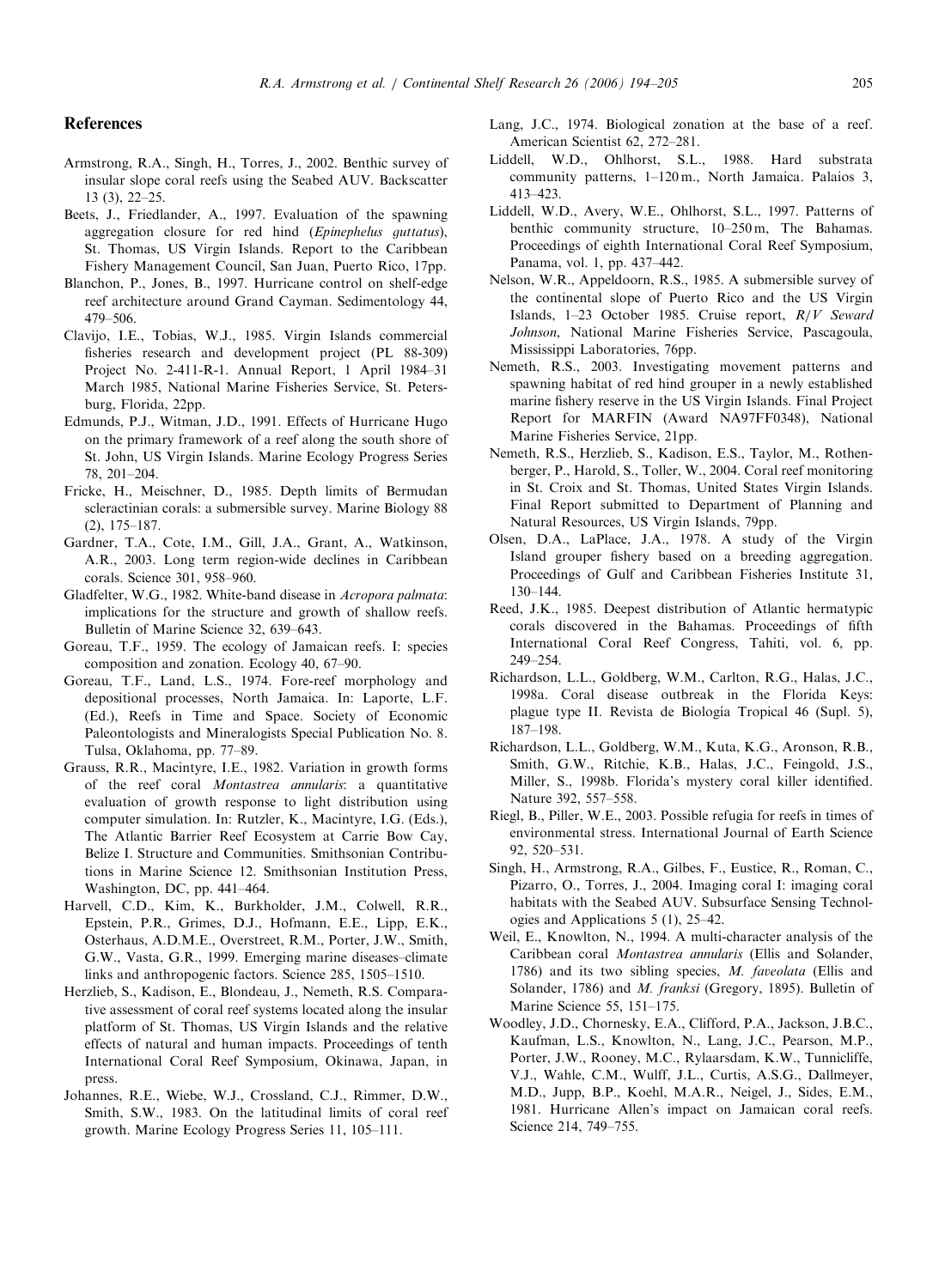## References

Armstrong, R.A., Singh, H., Torres, J., 2002. Benthic survey of insular slope coral reefs using the Seabed AUV. Backscatter 13 (3), 22–25.

Beets, J., Friedlander, A., 1997. Evaluation of the spawning aggregation closure for red hind (*Epinephelus guttatus*), St. Thomas, US Virgin Islands. Report to the Caribbean Fishery Management Council, San Juan, Puerto Rico, 17pp.

Blanchon, P., Jones, B., 1997. Hurricane control on shelf-edge reef architecture around Grand Cayman. Sedimentology 44, 479–506.

Clavijo, I.E., Tobias, W.J., 1985. Virgin Islands commercial fisheries research and development project (PL 88-309) Project No. 2-411-R-1. Annual Report, 1 April 1984–31 March 1985, National Marine Fisheries Service, St. Petersburg, Florida, 22pp.

Edmunds, P.J., Witman, J.D., 1991. Effects of Hurricane Hugo on the primary framework of a reef along the south shore of St. John, US Virgin Islands. Marine Ecology Progress Series 78, 201–204.

Fricke, H., Meischner, D., 1985. Depth limits of Bermudan scleractinian corals: a submersible survey. Marine Biology 88 (2), 175–187.

Gardner, T.A., Cote, I.M., Gill, J.A., Grant, A., Watkinson, A.R., 2003. Long term region-wide declines in Caribbean corals. Science 301, 958–960.

Gladfelter, W.G., 1982. White-band disease in *Acropora palmata*: implications for the structure and growth of shallow reefs. Bulletin of Marine Science 32, 639–643.

Goreau, T.F., 1959. The ecology of Jamaican reefs. I: species composition and zonation. Ecology 40, 67–90.

Goreau, T.F., Land, L.S., 1974. Fore-reef morphology and depositional processes, North Jamaica. In: Laporte, L.F. (Ed.), Reefs in Time and Space. Society of Economic Paleontologists and Mineralogists Special Publication No. 8. Tulsa, Oklahoma, pp. 77–89.

Grauss, R.R., Macintyre, I.E., 1982. Variation in growth forms of the reef coral *Montastrea annularis*: a quantitative evaluation of growth response to light distribution using computer simulation. In: Rutzler, K., Macintyre, I.G. (Eds.), The Atlantic Barrier Reef Ecosystem at Carrie Bow Cay, Belize I. Structure and Communities. Smithsonian Contributions in Marine Science 12. Smithsonian Institution Press, Washington, DC, pp. 441–464.

Harvell, C.D., Kim, K., Burkholder, J.M., Colwell, R.R., Epstein, P.R., Grimes, D.J., Hofmann, E.E., Lipp, E.K., Osterhaus, A.D.M.E., Overstreet, R.M., Porter, J.W., Smith, G.W., Vasta, G.R., 1999. Emerging marine diseases–climate links and anthropogenic factors. Science 285, 1505–1510.

Herzlieb, S., Kadison, E., Blondeau, J., Nemeth, R.S. Comparative assessment of coral reef systems located along the insular platform of St. Thomas, US Virgin Islands and the relative effects of natural and human impacts. Proceedings of tenth International Coral Reef Symposium, Okinawa, Japan, in press.

Johannes, R.E., Wiebe, W.J., Crossland, C.J., Rimmer, D.W., Smith, S.W., 1983. On the latitudinal limits of coral reef growth. Marine Ecology Progress Series 11, 105–111.

Lang, J.C., 1974. Biological zonation at the base of a reef. American Scientist 62, 272–281.

Liddell, W.D., Ohlhorst, S.L., 1988. Hard substrata community patterns, 1–120 m., North Jamaica. Palaios 3, 413–423.

Liddell, W.D., Avery, W.E., Ohlhorst, S.L., 1997. Patterns of benthic community structure, 10–250 m, The Bahamas. Proceedings of eighth International Coral Reef Symposium, Panama, vol. 1, pp. 437–442.

Nelson, W.R., Appeldoorn, R.S., 1985. A submersible survey of the continental slope of Puerto Rico and the US Virgin Islands, 1–23 October 1985. Cruise report, *R/V Seward Johnson*, National Marine Fisheries Service, Pascagoula, Mississippi Laboratories, 76pp.

Nemeth, R.S., 2003. Investigating movement patterns and spawning habitat of red hind grouper in a newly established marine fishery reserve in the US Virgin Islands. Final Project Report for MARFIN (Award NA97FF0348), National Marine Fisheries Service, 21pp.

Nemeth, R.S., Herzlieb, S., Kadison, E.S., Taylor, M., Rothenberger, P., Harold, S., Toller, W., 2004. Coral reef monitoring in St. Croix and St. Thomas, United States Virgin Islands. Final Report submitted to Department of Planning and Natural Resources, US Virgin Islands, 79pp.

Olsen, D.A., LaPlace, J.A., 1978. A study of the Virgin Island grouper fishery based on a breeding aggregation. Proceedings of Gulf and Caribbean Fisheries Institute 31, 130–144.

Reed, J.K., 1985. Deepest distribution of Atlantic hermatypic corals discovered in the Bahamas. Proceedings of fifth International Coral Reef Congress, Tahiti, vol. 6, pp. 249–254.

Richardson, L.L., Goldberg, W.M., Carlton, R.G., Halas, J.C., 1998a. Coral disease outbreak in the Florida Keys: plague type II. Revista de Biología Tropical 46 (Supl. 5), 187–198.

Richardson, L.L., Goldberg, W.M., Kuta, K.G., Aronson, R.B., Smith, G.W., Ritchie, K.B., Halas, J.C., Feingold, J.S., Miller, S., 1998b. Florida's mystery coral killer identified. Nature 392, 557–558.

Riegl, B., Piller, W.E., 2003. Possible refugia for reefs in times of environmental stress. International Journal of Earth Science 92, 520–531.

Singh, H., Armstrong, R.A., Gilbes, F., Eustice, R., Roman, C., Pizarro, O., Torres, J., 2004. Imaging coral I: imaging coral habitats with the Seabed AUV. Subsurface Sensing Technologies and Applications 5 (1), 25–42.

Weil, E., Knowlton, N., 1994. A multi-character analysis of the Caribbean coral *Montastrea annularis* (Ellis and Solander, 1786) and its two sibling species, *M. faveolata* (Ellis and Solander, 1786) and *M. franksi* (Gregory, 1895). Bulletin of Marine Science 55, 151–175.

Woodley, J.D., Chornesky, E.A., Clifford, P.A., Jackson, J.B.C., Kaufman, L.S., Knowlton, N., Lang, J.C., Pearson, M.P., Porter, J.W., Rooney, M.C., Rylaarsdam, K.W., Tunnicliffe, V.J., Wahle, C.M., Wulff, J.L., Curtis, A.S.G., Dallmeyer, M.D., Jupp, B.P., Koehl, M.A.R., Neigel, J., Sides, E.M., 1981. Hurricane Allen's impact on Jamaican coral reefs. Science 214, 749–755.